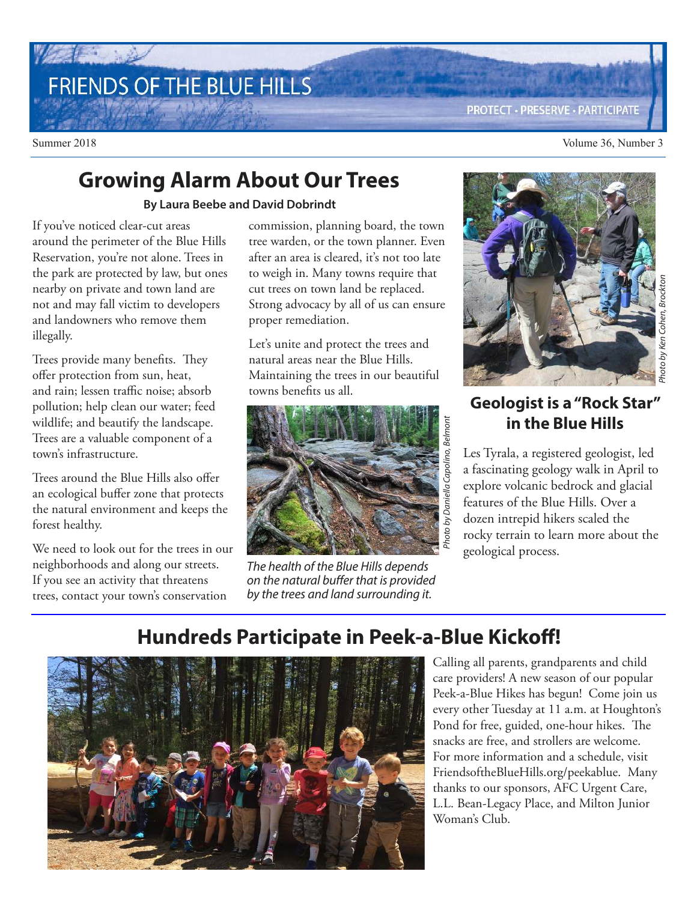# FRIENDS OF THE BLUE HILLS

PROTECT • PRESERVE • PARTICIPATE

Summer 2018

## Growing Alarm About Our Trees

**By Laura Beebe and David Dobrindt**

If you've noticed clear-cut areas around the perimeter of the Blue Hills Reservation, you're not alone. Trees in the park are protected by law, but ones nearby on private and town land are not and may fall victim to developers and landowners who remove them illegally.

Trees provide many benefits. They offer protection from sun, heat, and rain; lessen traffic noise; absorb pollution; help clean our water; feed wildlife; and beautify the landscape. Trees are a valuable component of a town's infrastructure.

Trees around the Blue Hills also offer an ecological buffer zone that protects the natural environment and keeps the forest healthy.

We need to look out for the trees in our neighborhoods and along our streets. If you see an activity that threatens trees, contact your town's conservation commission, planning board, the town tree warden, or the town planner. Even after an area is cleared, it's not too late to weigh in. Many towns require that cut trees on town land be replaced. Strong advocacy by all of us can ensure proper remediation.

Let's unite and protect the trees and natural areas near the Blue Hills. Maintaining the trees in our beautiful towns benefits us all.

*Photo by Daniella Capolino, Belmont*

*The health of the Blue Hills depends on the natural buffer that is provided by the trees and land surrounding it.*

*Photo by Ken Cohen, Brockton*

## Geologist is a "Rock Star" in the Blue Hills

Les Tyrala, a registered geologist, led a fascinating geology walk in April to explore volcanic bedrock and glacial features of the Blue Hills. Over a dozen intrepid hikers scaled the rocky terrain to learn more about the geological process.

## Hundreds Participate in Peek-a-Blue Kickoff!

Calling all parents, grandparents and child care providers! A new season of our popular Peek-a-Blue Hikes has begun! Come join us every other Tuesday at 11 a.m. at Houghton's Pond for free, guided, one-hour hikes. The snacks are free, and strollers are welcome. For more information and a schedule, visit FriendsoftheBlueHills.org/peekablue. Many thanks to our sponsors, AFC Urgent Care, L.L. Bean-Legacy Place, and Milton Junior Woman's Club.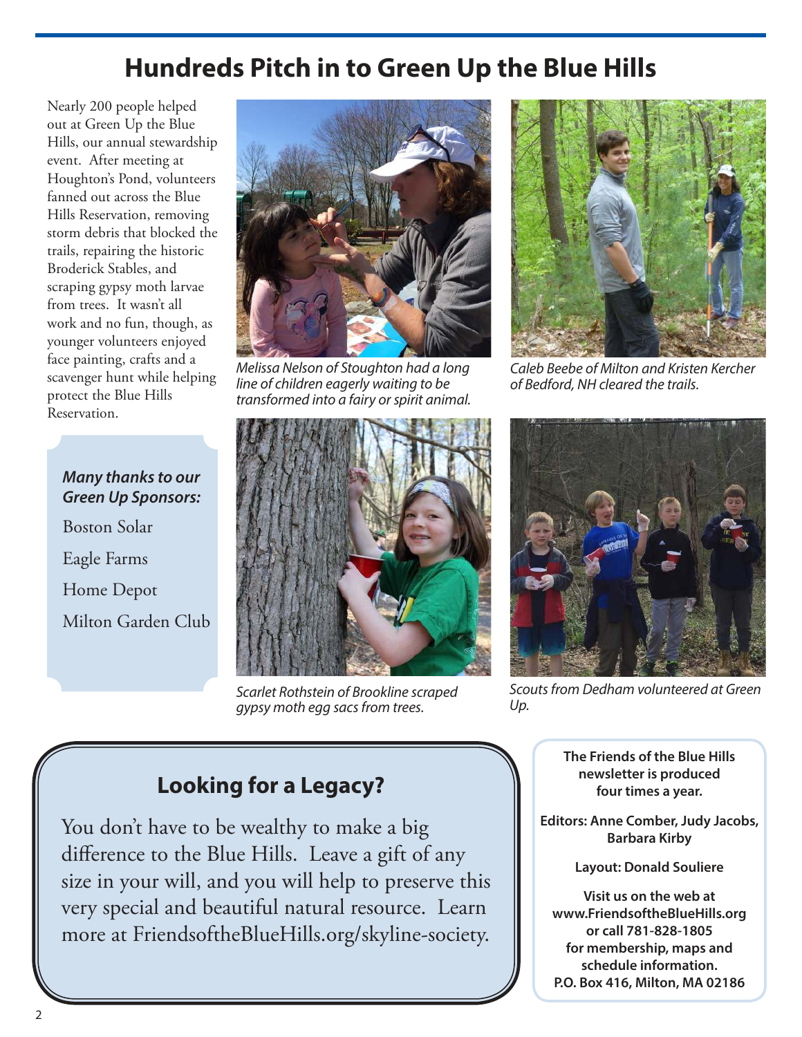# Hundreds Pitch in to Green Up the Blue Hills

Nearly 200 people helped out at Green Up the Blue Hills, our annual stewardship event. After meeting at Houghton's Pond, volunteers fanned out across the Blue Hills Reservation, removing storm debris that blocked the trails, repairing the historic Broderick Stables, and scraping gypsy moth larvae from trees. It wasn't all work and no fun, though, as younger volunteers enjoyed face painting, crafts and a scavenger hunt while helping protect the Blue Hills Reservation.

*Melissa Nelson of Stoughton had a long line of children eagerly waiting to be transformed into a fairy or spirit animal.*

*Caleb Beebe of Milton and Kristen Kercher of Bedford, NH cleared the trails.*

***Many thanks to our Green Up Sponsors:***

Boston Solar

Eagle Farms

Home Depot

Milton Garden Club

*Scarlet Rothstein of Brookline scraped gypsy moth egg sacs from trees.*

*Scouts from Dedham volunteered at Green Up.*

## Looking for a Legacy?

You don't have to be wealthy to make a big difference to the Blue Hills. Leave a gift of any size in your will, and you will help to preserve this very special and beautiful natural resource. Learn more at FriendsoftheBlueHills.org/skyline-society.

**The Friends of the Blue Hills newsletter is produced four times a year.**

**Editors: Anne Comber, Judy Jacobs, Barbara Kirby**

**Layout: Donald Souliere**

**Visit us on the web at www.FriendsoftheBlueHills.org or call 781-828-1805 for membership, maps and schedule information. P.O. Box 416, Milton, MA 02186**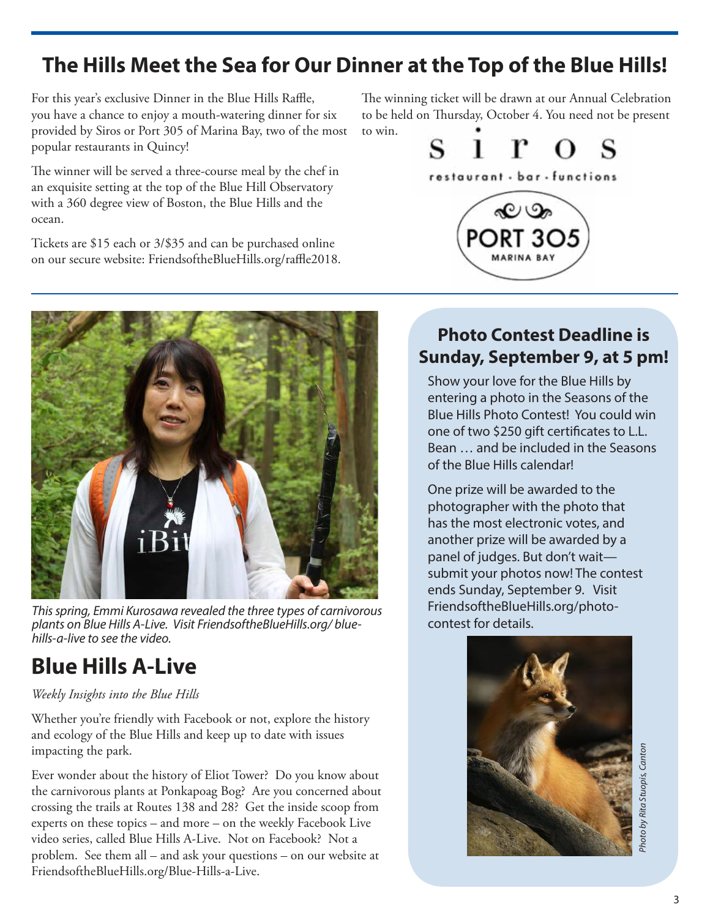# The Hills Meet the Sea for Our Dinner at the Top of the Blue Hills!

For this year's exclusive Dinner in the Blue Hills Raffle, you have a chance to enjoy a mouth-watering dinner for six provided by Siros or Port 305 of Marina Bay, two of the most popular restaurants in Quincy!

The winner will be served a three-course meal by the chef in an exquisite setting at the top of the Blue Hill Observatory with a 360 degree view of Boston, the Blue Hills and the ocean.

Tickets are $15 each or 3/$35 and can be purchased online on our secure website: FriendsoftheBlueHills.org/raffle2018.

The winning ticket will be drawn at our Annual Celebration to be held on Thursday, October 4. You need not be present to win.

siros
restaurant · bar · functions

PORT 305
MARINA BAY

*This spring, Emmi Kurosawa revealed the three types of carnivorous plants on Blue Hills A-Live. Visit FriendsoftheBlueHills.org/ blue-hills-a-live to see the video.*

## Blue Hills A-Live

*Weekly Insights into the Blue Hills*

Whether you're friendly with Facebook or not, explore the history and ecology of the Blue Hills and keep up to date with issues impacting the park.

Ever wonder about the history of Eliot Tower? Do you know about the carnivorous plants at Ponkapoag Bog? Are you concerned about crossing the trails at Routes 138 and 28? Get the inside scoop from experts on these topics – and more – on the weekly Facebook Live video series, called Blue Hills A-Live. Not on Facebook? Not a problem. See them all – and ask your questions – on our website at FriendsoftheBlueHills.org/Blue-Hills-a-Live.

## Photo Contest Deadline is Sunday, September 9, at 5 pm!

Show your love for the Blue Hills by entering a photo in the Seasons of the Blue Hills Photo Contest! You could win one of two $250 gift certificates to L.L. Bean … and be included in the Seasons of the Blue Hills calendar!

One prize will be awarded to the photographer with the photo that has the most electronic votes, and another prize will be awarded by a panel of judges. But don't wait—submit your photos now! The contest ends Sunday, September 9. Visit FriendsoftheBlueHills.org/photo-contest for details.

*Photo by Rita Stuopis, Canton*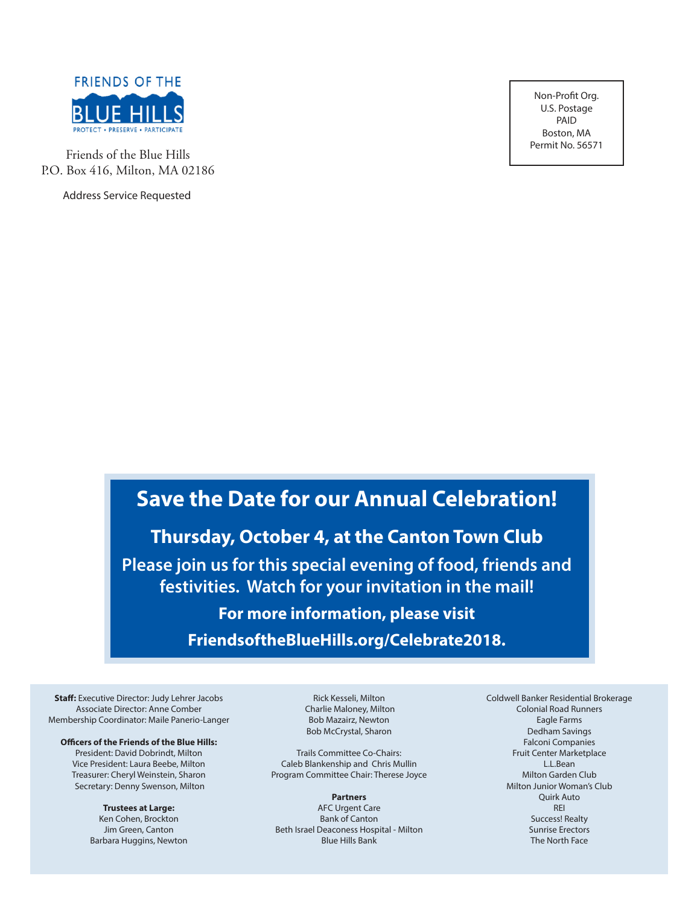FRIENDS OF THE BLUE HILLS

PROTECT • PRESERVE • PARTICIPATE

Friends of the Blue Hills
P.O. Box 416, Milton, MA 02186

Address Service Requested

Non-Profit Org.
U.S. Postage
PAID
Boston, MA
Permit No. 56571

## Save the Date for our Annual Celebration!

**Thursday, October 4, at the Canton Town Club**

**Please join us for this special evening of food, friends and festivities. Watch for your invitation in the mail!**

**For more information, please visit**

**FriendsoftheBlueHills.org/Celebrate2018.**

**Staff:** Executive Director: Judy Lehrer Jacobs
Associate Director: Anne Comber
Membership Coordinator: Maile Panerio-Langer

**Officers of the Friends of the Blue Hills:**
President: David Dobrindt, Milton
Vice President: Laura Beebe, Milton
Treasurer: Cheryl Weinstein, Sharon
Secretary: Denny Swenson, Milton

**Trustees at Large:**
Ken Cohen, Brockton
Jim Green, Canton
Barbara Huggins, Newton
Rick Kesseli, Milton
Charlie Maloney, Milton
Bob Mazairz, Newton
Bob McCrystal, Sharon

Trails Committee Co-Chairs:
Caleb Blankenship and Chris Mullin
Program Committee Chair: Therese Joyce

**Partners**
AFC Urgent Care
Bank of Canton
Beth Israel Deaconess Hospital - Milton
Blue Hills Bank
Coldwell Banker Residential Brokerage
Colonial Road Runners
Eagle Farms
Dedham Savings
Falconi Companies
Fruit Center Marketplace
L.L.Bean
Milton Garden Club
Milton Junior Woman's Club
Quirk Auto
REI
Success! Realty
Sunrise Erectors
The North Face